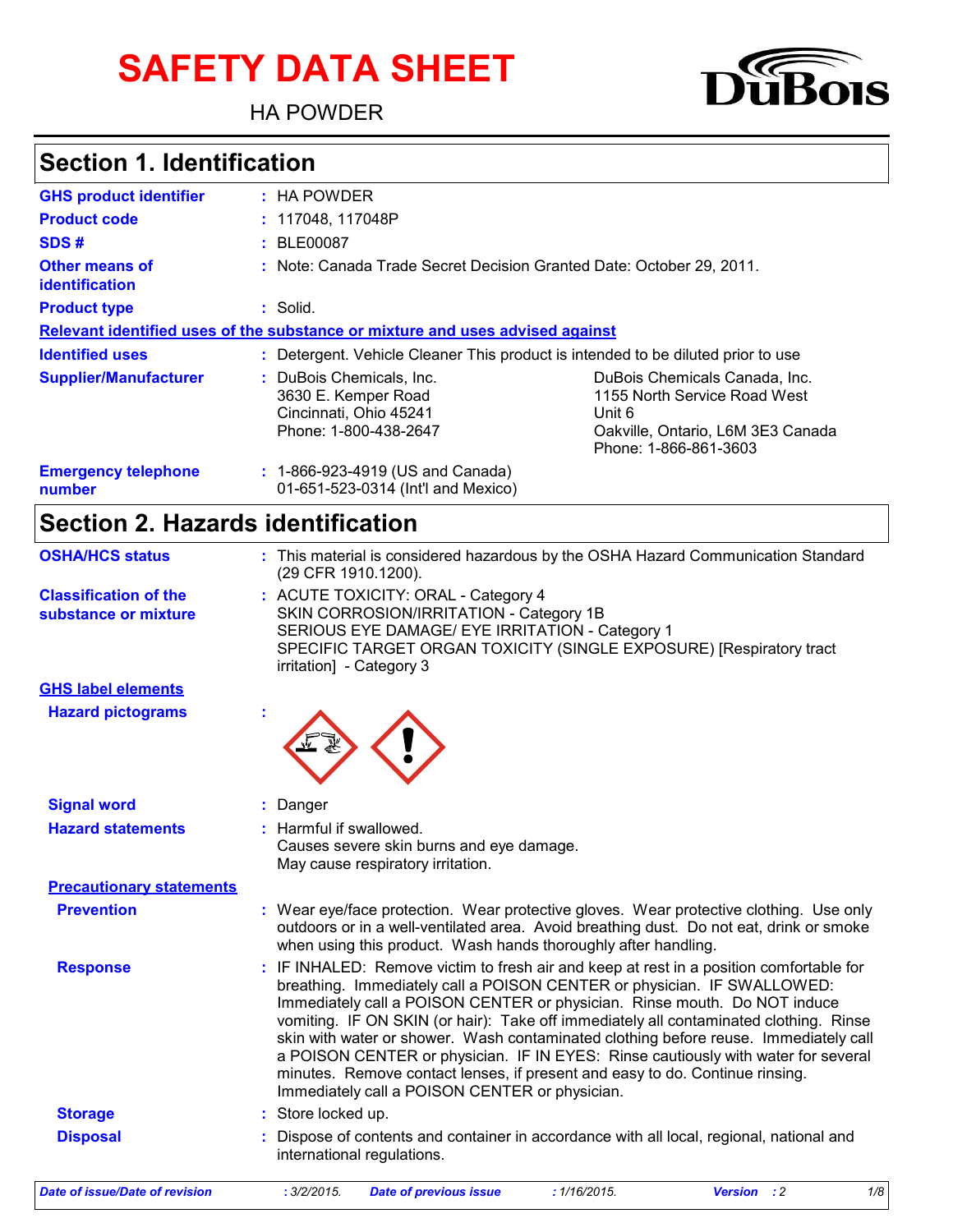# SAFETY DATA SHEET

HA POWDER

## Section 1. Identification

| | |
|---|---|
| **GHS product identifier** | : HA POWDER |
| **Product code** | : 117048, 117048P |
| **SDS #** | : BLE00087 |
| **Other means of identification** | : Note: Canada Trade Secret Decision Granted Date: October 29, 2011. |
| **Product type** | : Solid. |

**Relevant identified uses of the substance or mixture and uses advised against**

| | |
|---|---|
| **Identified uses** | : Detergent. Vehicle Cleaner This product is intended to be diluted prior to use |
| **Supplier/Manufacturer** | : DuBois Chemicals, Inc.<br>3630 E. Kemper Road<br>Cincinnati, Ohio 45241<br>Phone: 1-800-438-2647<br><br>DuBois Chemicals Canada, Inc.<br>1155 North Service Road West<br>Unit 6<br>Oakville, Ontario, L6M 3E3 Canada<br>Phone: 1-866-861-3603 |
| **Emergency telephone number** | : 1-866-923-4919 (US and Canada)<br>01-651-523-0314 (Int'l and Mexico) |

## Section 2. Hazards identification

| | |
|---|---|
| **OSHA/HCS status** | : This material is considered hazardous by the OSHA Hazard Communication Standard (29 CFR 1910.1200). |
| **Classification of the substance or mixture** | : ACUTE TOXICITY: ORAL - Category 4<br>SKIN CORROSION/IRRITATION - Category 1B<br>SERIOUS EYE DAMAGE/ EYE IRRITATION - Category 1<br>SPECIFIC TARGET ORGAN TOXICITY (SINGLE EXPOSURE) [Respiratory tract irritation] - Category 3 |

**GHS label elements**

| | |
|---|---|
| **Hazard pictograms** | : |
| **Signal word** | : Danger |
| **Hazard statements** | : Harmful if swallowed.<br>Causes severe skin burns and eye damage.<br>May cause respiratory irritation. |

**Precautionary statements**

| | |
|---|---|
| **Prevention** | : Wear eye/face protection. Wear protective gloves. Wear protective clothing. Use only outdoors or in a well-ventilated area. Avoid breathing dust. Do not eat, drink or smoke when using this product. Wash hands thoroughly after handling. |
| **Response** | : IF INHALED: Remove victim to fresh air and keep at rest in a position comfortable for breathing. Immediately call a POISON CENTER or physician. IF SWALLOWED: Immediately call a POISON CENTER or physician. Rinse mouth. Do NOT induce vomiting. IF ON SKIN (or hair): Take off immediately all contaminated clothing. Rinse skin with water or shower. Wash contaminated clothing before reuse. Immediately call a POISON CENTER or physician. IF IN EYES: Rinse cautiously with water for several minutes. Remove contact lenses, if present and easy to do. Continue rinsing. Immediately call a POISON CENTER or physician. |
| **Storage** | : Store locked up. |
| **Disposal** | : Dispose of contents and container in accordance with all local, regional, national and international regulations. |

*Date of issue/Date of revision : 3/2/2015. Date of previous issue : 1/16/2015. Version : 2*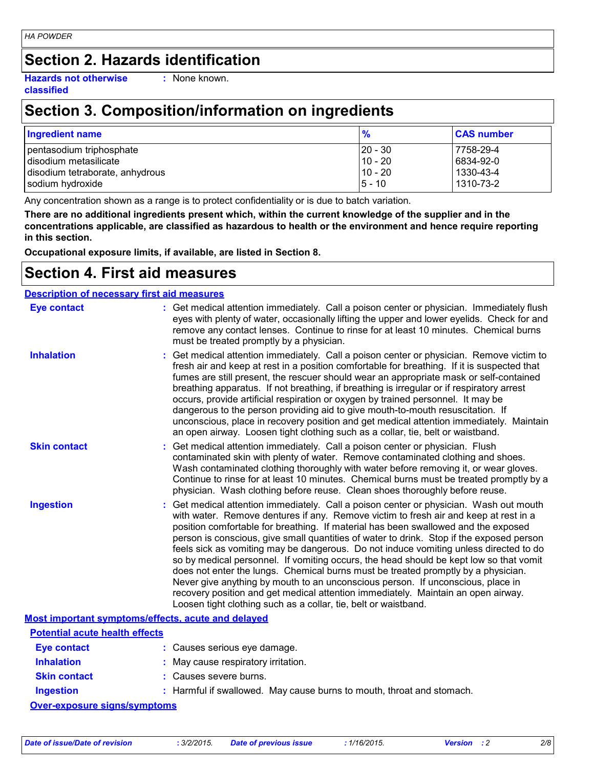## Section 2. Hazards identification

**Hazards not otherwise classified** : None known.

## Section 3. Composition/information on ingredients

| Ingredient name | % | CAS number |
|---|---|---|
| pentasodium triphosphate | 20 - 30 | 7758-29-4 |
| disodium metasilicate | 10 - 20 | 6834-92-0 |
| disodium tetraborate, anhydrous | 10 - 20 | 1330-43-4 |
| sodium hydroxide | 5 - 10 | 1310-73-2 |

Any concentration shown as a range is to protect confidentiality or is due to batch variation.

**There are no additional ingredients present which, within the current knowledge of the supplier and in the concentrations applicable, are classified as hazardous to health or the environment and hence require reporting in this section.**

**Occupational exposure limits, if available, are listed in Section 8.**

## Section 4. First aid measures

### Description of necessary first aid measures

**Eye contact** : Get medical attention immediately. Call a poison center or physician. Immediately flush eyes with plenty of water, occasionally lifting the upper and lower eyelids. Check for and remove any contact lenses. Continue to rinse for at least 10 minutes. Chemical burns must be treated promptly by a physician.

**Inhalation** : Get medical attention immediately. Call a poison center or physician. Remove victim to fresh air and keep at rest in a position comfortable for breathing. If it is suspected that fumes are still present, the rescuer should wear an appropriate mask or self-contained breathing apparatus. If not breathing, if breathing is irregular or if respiratory arrest occurs, provide artificial respiration or oxygen by trained personnel. It may be dangerous to the person providing aid to give mouth-to-mouth resuscitation. If unconscious, place in recovery position and get medical attention immediately. Maintain an open airway. Loosen tight clothing such as a collar, tie, belt or waistband.

**Skin contact** : Get medical attention immediately. Call a poison center or physician. Flush contaminated skin with plenty of water. Remove contaminated clothing and shoes. Wash contaminated clothing thoroughly with water before removing it, or wear gloves. Continue to rinse for at least 10 minutes. Chemical burns must be treated promptly by a physician. Wash clothing before reuse. Clean shoes thoroughly before reuse.

**Ingestion** : Get medical attention immediately. Call a poison center or physician. Wash out mouth with water. Remove dentures if any. Remove victim to fresh air and keep at rest in a position comfortable for breathing. If material has been swallowed and the exposed person is conscious, give small quantities of water to drink. Stop if the exposed person feels sick as vomiting may be dangerous. Do not induce vomiting unless directed to do so by medical personnel. If vomiting occurs, the head should be kept low so that vomit does not enter the lungs. Chemical burns must be treated promptly by a physician. Never give anything by mouth to an unconscious person. If unconscious, place in recovery position and get medical attention immediately. Maintain an open airway. Loosen tight clothing such as a collar, tie, belt or waistband.

### Most important symptoms/effects, acute and delayed

#### Potential acute health effects

**Eye contact** : Causes serious eye damage.

**Inhalation** : May cause respiratory irritation.

**Skin contact** : Causes severe burns.

**Ingestion** : Harmful if swallowed. May cause burns to mouth, throat and stomach.

#### Over-exposure signs/symptoms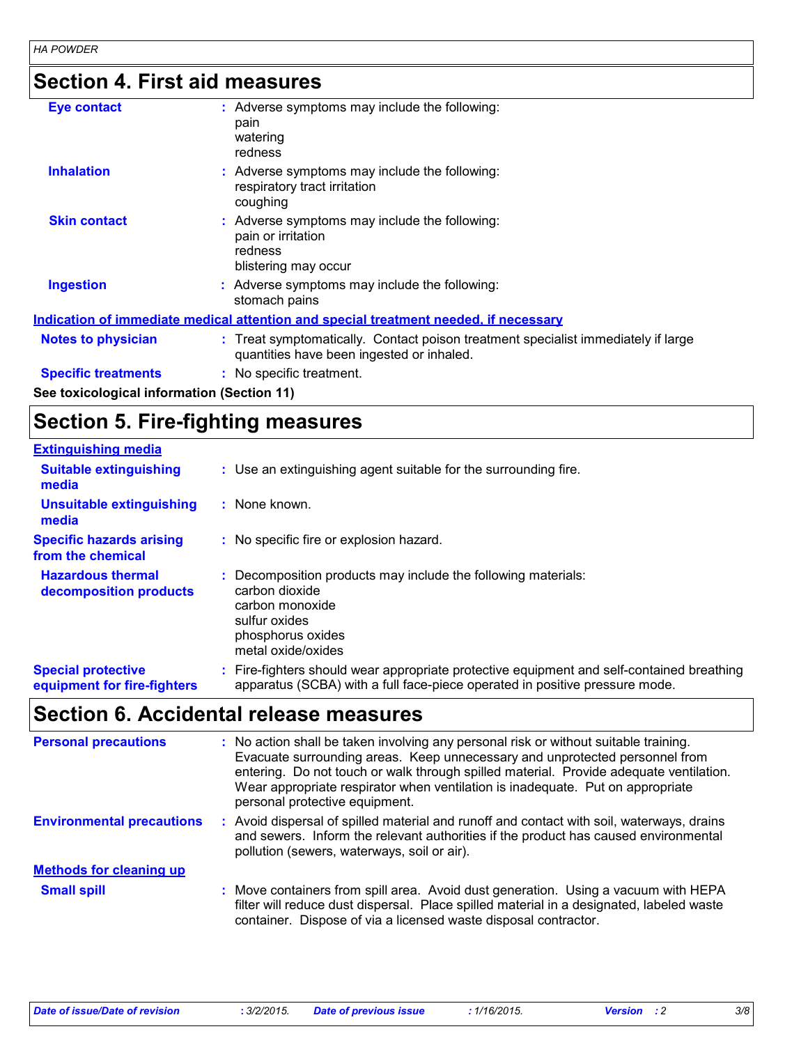## Section 4. First aid measures

**Eye contact** : Adverse symptoms may include the following:
pain
watering
redness

**Inhalation** : Adverse symptoms may include the following:
respiratory tract irritation
coughing

**Skin contact** : Adverse symptoms may include the following:
pain or irritation
redness
blistering may occur

**Ingestion** : Adverse symptoms may include the following:
stomach pains

**Indication of immediate medical attention and special treatment needed, if necessary**

**Notes to physician** : Treat symptomatically. Contact poison treatment specialist immediately if large quantities have been ingested or inhaled.

**Specific treatments** : No specific treatment.

**See toxicological information (Section 11)**

## Section 5. Fire-fighting measures

**Extinguishing media**

**Suitable extinguishing media** : Use an extinguishing agent suitable for the surrounding fire.

**Unsuitable extinguishing media** : None known.

**Specific hazards arising from the chemical** : No specific fire or explosion hazard.

**Hazardous thermal decomposition products** : Decomposition products may include the following materials:
carbon dioxide
carbon monoxide
sulfur oxides
phosphorus oxides
metal oxide/oxides

**Special protective equipment for fire-fighters** : Fire-fighters should wear appropriate protective equipment and self-contained breathing apparatus (SCBA) with a full face-piece operated in positive pressure mode.

## Section 6. Accidental release measures

**Personal precautions** : No action shall be taken involving any personal risk or without suitable training. Evacuate surrounding areas. Keep unnecessary and unprotected personnel from entering. Do not touch or walk through spilled material. Provide adequate ventilation. Wear appropriate respirator when ventilation is inadequate. Put on appropriate personal protective equipment.

**Environmental precautions** : Avoid dispersal of spilled material and runoff and contact with soil, waterways, drains and sewers. Inform the relevant authorities if the product has caused environmental pollution (sewers, waterways, soil or air).

**Methods for cleaning up**

**Small spill** : Move containers from spill area. Avoid dust generation. Using a vacuum with HEPA filter will reduce dust dispersal. Place spilled material in a designated, labeled waste container. Dispose of via a licensed waste disposal contractor.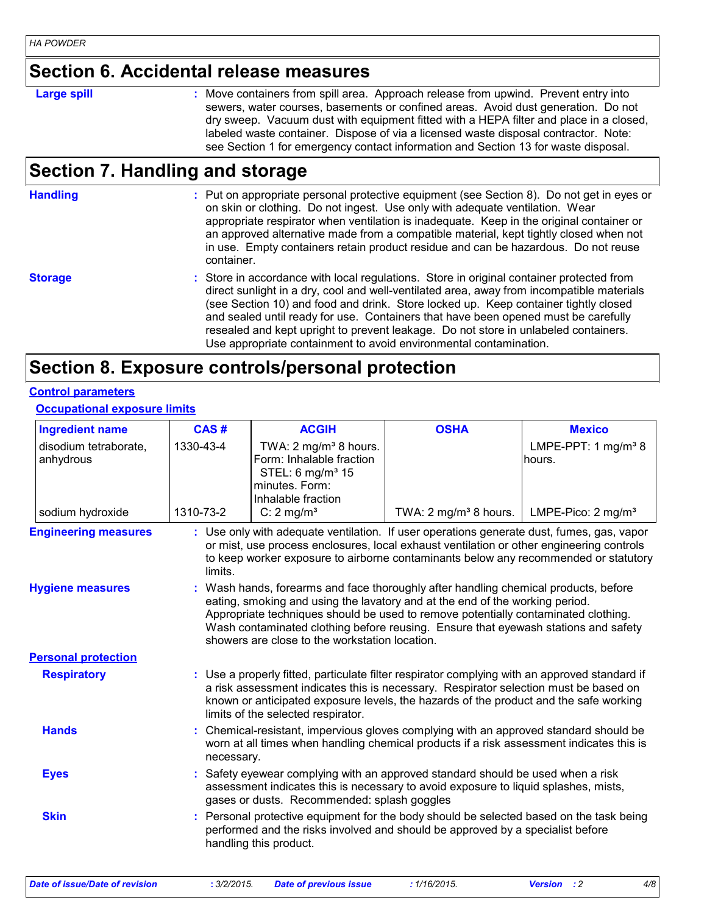## Section 6. Accidental release measures

**Large spill** : Move containers from spill area. Approach release from upwind. Prevent entry into sewers, water courses, basements or confined areas. Avoid dust generation. Do not dry sweep. Vacuum dust with equipment fitted with a HEPA filter and place in a closed, labeled waste container. Dispose of via a licensed waste disposal contractor. Note: see Section 1 for emergency contact information and Section 13 for waste disposal.

## Section 7. Handling and storage

**Handling** : Put on appropriate personal protective equipment (see Section 8). Do not get in eyes or on skin or clothing. Do not ingest. Use only with adequate ventilation. Wear appropriate respirator when ventilation is inadequate. Keep in the original container or an approved alternative made from a compatible material, kept tightly closed when not in use. Empty containers retain product residue and can be hazardous. Do not reuse container.

**Storage** : Store in accordance with local regulations. Store in original container protected from direct sunlight in a dry, cool and well-ventilated area, away from incompatible materials (see Section 10) and food and drink. Store locked up. Keep container tightly closed and sealed until ready for use. Containers that have been opened must be carefully resealed and kept upright to prevent leakage. Do not store in unlabeled containers. Use appropriate containment to avoid environmental contamination.

## Section 8. Exposure controls/personal protection

**Control parameters**

**Occupational exposure limits**

| Ingredient name | CAS # | ACGIH | OSHA | Mexico |
|---|---|---|---|---|
| disodium tetraborate, anhydrous | 1330-43-4 | TWA: 2 mg/m³ 8 hours. Form: Inhalable fraction STEL: 6 mg/m³ 15 minutes. Form: Inhalable fraction | | LMPE-PPT: 1 mg/m³ 8 hours. |
| sodium hydroxide | 1310-73-2 | C: 2 mg/m³ | TWA: 2 mg/m³ 8 hours. | LMPE-Pico: 2 mg/m³ |

**Engineering measures** : Use only with adequate ventilation. If user operations generate dust, fumes, gas, vapor or mist, use process enclosures, local exhaust ventilation or other engineering controls to keep worker exposure to airborne contaminants below any recommended or statutory limits.

**Hygiene measures** : Wash hands, forearms and face thoroughly after handling chemical products, before eating, smoking and using the lavatory and at the end of the working period. Appropriate techniques should be used to remove potentially contaminated clothing. Wash contaminated clothing before reusing. Ensure that eyewash stations and safety showers are close to the workstation location.

**Personal protection**

**Respiratory** : Use a properly fitted, particulate filter respirator complying with an approved standard if a risk assessment indicates this is necessary. Respirator selection must be based on known or anticipated exposure levels, the hazards of the product and the safe working limits of the selected respirator.

**Hands** : Chemical-resistant, impervious gloves complying with an approved standard should be worn at all times when handling chemical products if a risk assessment indicates this is necessary.

**Eyes** : Safety eyewear complying with an approved standard should be used when a risk assessment indicates this is necessary to avoid exposure to liquid splashes, mists, gases or dusts. Recommended: splash goggles

**Skin** : Personal protective equipment for the body should be selected based on the task being performed and the risks involved and should be approved by a specialist before handling this product.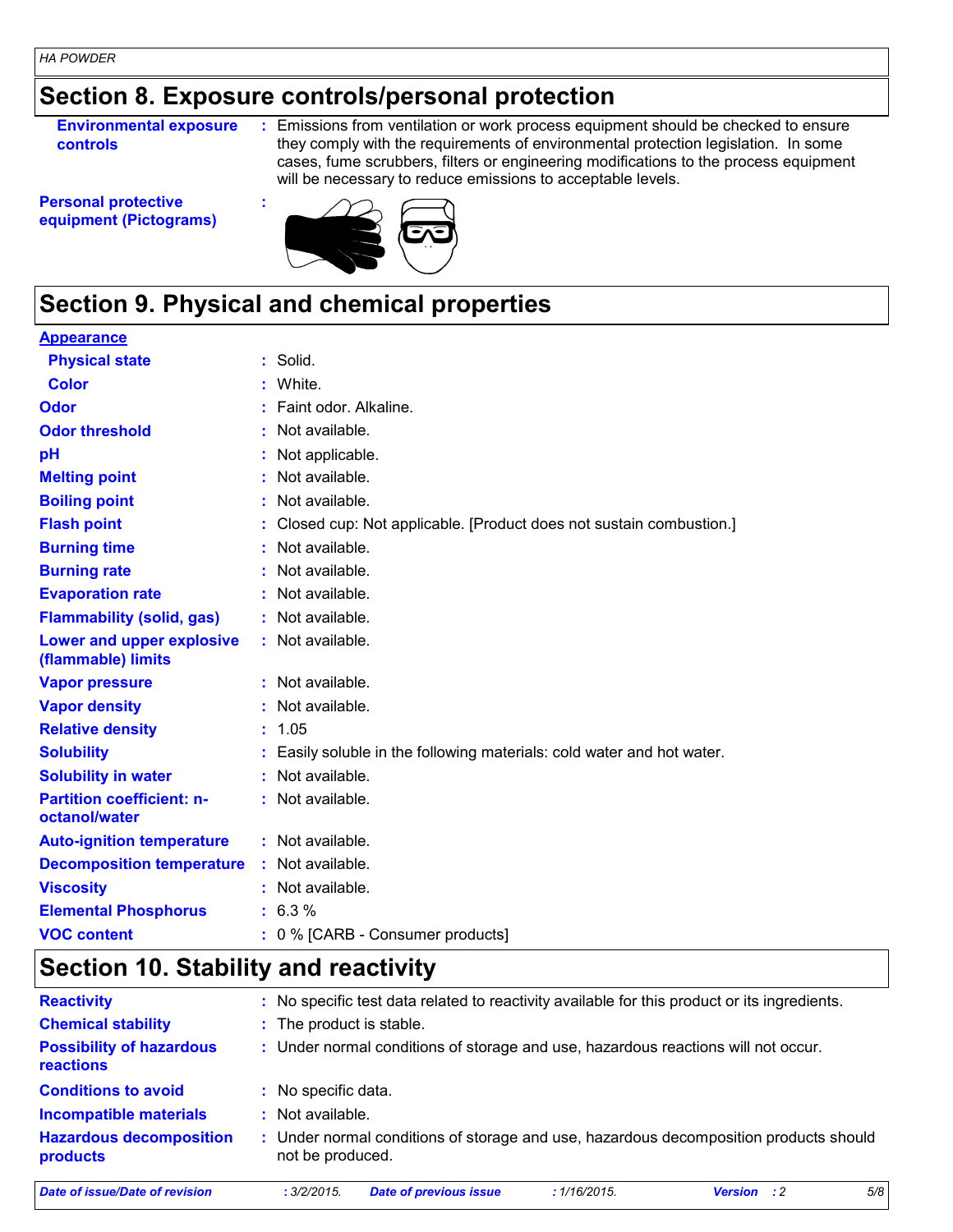## Section 8. Exposure controls/personal protection

**Environmental exposure controls** : Emissions from ventilation or work process equipment should be checked to ensure they comply with the requirements of environmental protection legislation. In some cases, fume scrubbers, filters or engineering modifications to the process equipment will be necessary to reduce emissions to acceptable levels.

**Personal protective equipment (Pictograms)** :

## Section 9. Physical and chemical properties

**Appearance**

| | | |
|---|---|---|
| **Physical state** | : | Solid. |
| **Color** | : | White. |
| **Odor** | : | Faint odor. Alkaline. |
| **Odor threshold** | : | Not available. |
| **pH** | : | Not applicable. |
| **Melting point** | : | Not available. |
| **Boiling point** | : | Not available. |
| **Flash point** | : | Closed cup: Not applicable. [Product does not sustain combustion.] |
| **Burning time** | : | Not available. |
| **Burning rate** | : | Not available. |
| **Evaporation rate** | : | Not available. |
| **Flammability (solid, gas)** | : | Not available. |
| **Lower and upper explosive (flammable) limits** | : | Not available. |
| **Vapor pressure** | : | Not available. |
| **Vapor density** | : | Not available. |
| **Relative density** | : | 1.05 |
| **Solubility** | : | Easily soluble in the following materials: cold water and hot water. |
| **Solubility in water** | : | Not available. |
| **Partition coefficient: n-octanol/water** | : | Not available. |
| **Auto-ignition temperature** | : | Not available. |
| **Decomposition temperature** | : | Not available. |
| **Viscosity** | : | Not available. |
| **Elemental Phosphorus** | : | 6.3 % |
| **VOC content** | : | 0 % [CARB - Consumer products] |

## Section 10. Stability and reactivity

| | | |
|---|---|---|
| **Reactivity** | : | No specific test data related to reactivity available for this product or its ingredients. |
| **Chemical stability** | : | The product is stable. |
| **Possibility of hazardous reactions** | : | Under normal conditions of storage and use, hazardous reactions will not occur. |
| **Conditions to avoid** | : | No specific data. |
| **Incompatible materials** | : | Not available. |
| **Hazardous decomposition products** | : | Under normal conditions of storage and use, hazardous decomposition products should not be produced. |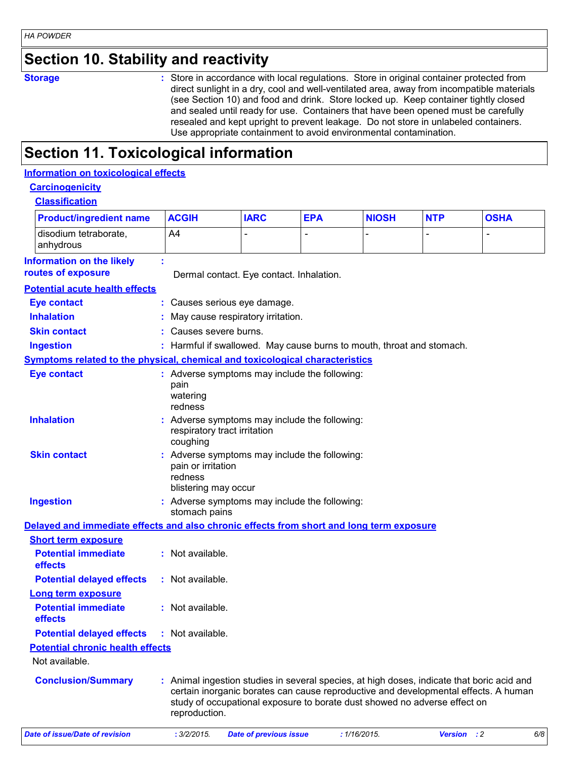## Section 10. Stability and reactivity

**Storage** : Store in accordance with local regulations. Store in original container protected from direct sunlight in a dry, cool and well-ventilated area, away from incompatible materials (see Section 10) and food and drink. Store locked up. Keep container tightly closed and sealed until ready for use. Containers that have been opened must be carefully resealed and kept upright to prevent leakage. Do not store in unlabeled containers. Use appropriate containment to avoid environmental contamination.

## Section 11. Toxicological information

### Information on toxicological effects

**Carcinogenicity**

**Classification**

| Product/ingredient name | ACGIH | IARC | EPA | NIOSH | NTP | OSHA |
|---|---|---|---|---|---|---|
| disodium tetraborate, anhydrous | A4 | - | - | - | - | - |

**Information on the likely routes of exposure** : Dermal contact. Eye contact. Inhalation.

**Potential acute health effects**

**Eye contact** : Causes serious eye damage.

**Inhalation** : May cause respiratory irritation.

**Skin contact** : Causes severe burns.

**Ingestion** : Harmful if swallowed. May cause burns to mouth, throat and stomach.

**Symptoms related to the physical, chemical and toxicological characteristics**

**Eye contact** : Adverse symptoms may include the following:
pain
watering
redness

**Inhalation** : Adverse symptoms may include the following:
respiratory tract irritation
coughing

**Skin contact** : Adverse symptoms may include the following:
pain or irritation
redness
blistering may occur

**Ingestion** : Adverse symptoms may include the following:
stomach pains

**Delayed and immediate effects and also chronic effects from short and long term exposure**

**Short term exposure**

**Potential immediate effects** : Not available.

**Potential delayed effects** : Not available.

**Long term exposure**

**Potential immediate effects** : Not available.

**Potential delayed effects** : Not available.

**Potential chronic health effects**

Not available.

**Conclusion/Summary** : Animal ingestion studies in several species, at high doses, indicate that boric acid and certain inorganic borates can cause reproductive and developmental effects. A human study of occupational exposure to borate dust showed no adverse effect on reproduction.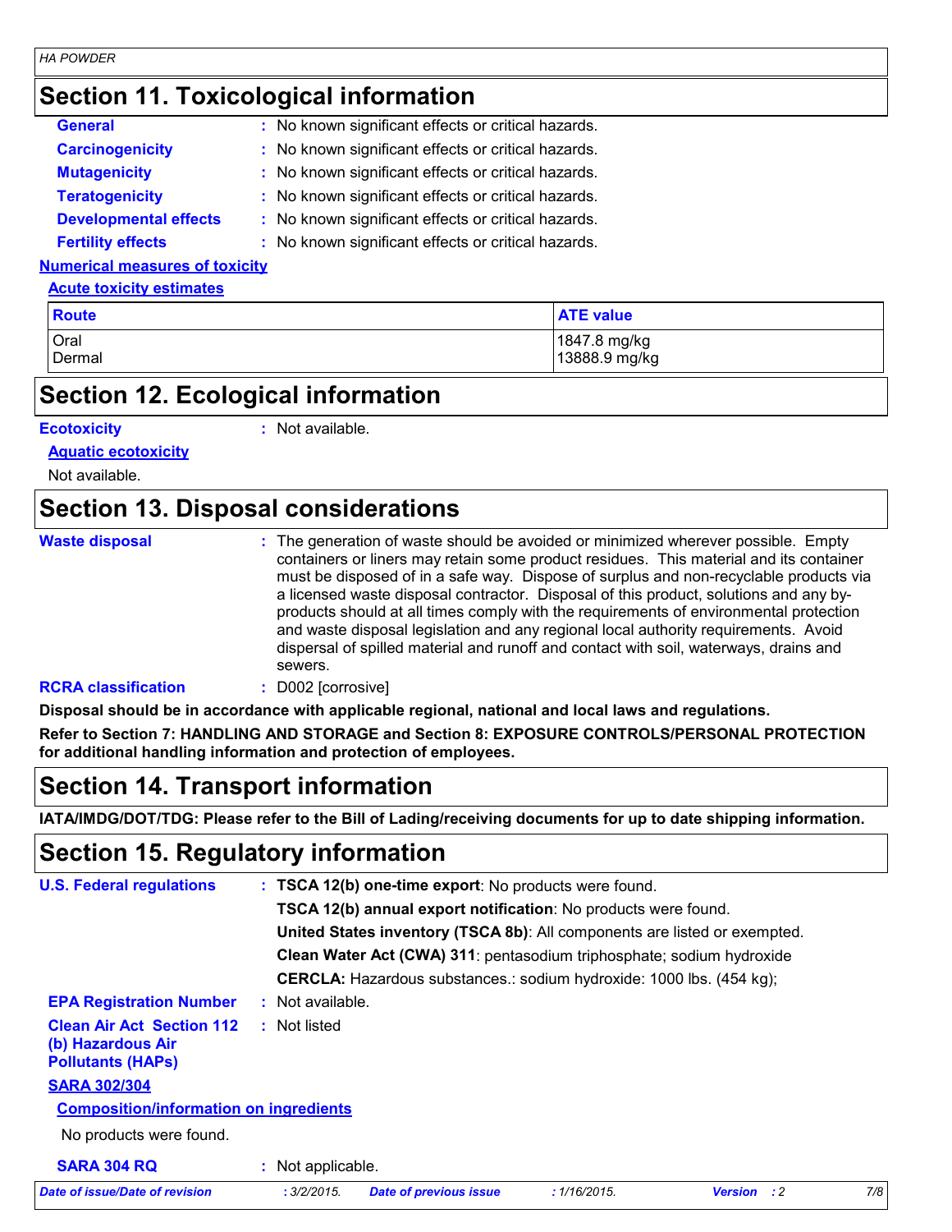## Section 11. Toxicological information

**General** : No known significant effects or critical hazards.

**Carcinogenicity** : No known significant effects or critical hazards.

**Mutagenicity** : No known significant effects or critical hazards.

**Teratogenicity** : No known significant effects or critical hazards.

**Developmental effects** : No known significant effects or critical hazards.

**Fertility effects** : No known significant effects or critical hazards.

**Numerical measures of toxicity**

**Acute toxicity estimates**

| Route | ATE value |
|---|---|
| Oral | 1847.8 mg/kg |
| Dermal | 13888.9 mg/kg |

## Section 12. Ecological information

**Ecotoxicity** : Not available.

**Aquatic ecotoxicity**

Not available.

## Section 13. Disposal considerations

**Waste disposal** : The generation of waste should be avoided or minimized wherever possible. Empty containers or liners may retain some product residues. This material and its container must be disposed of in a safe way. Dispose of surplus and non-recyclable products via a licensed waste disposal contractor. Disposal of this product, solutions and any by-products should at all times comply with the requirements of environmental protection and waste disposal legislation and any regional local authority requirements. Avoid dispersal of spilled material and runoff and contact with soil, waterways, drains and sewers.

**RCRA classification** : D002 [corrosive]

**Disposal should be in accordance with applicable regional, national and local laws and regulations.**

**Refer to Section 7: HANDLING AND STORAGE and Section 8: EXPOSURE CONTROLS/PERSONAL PROTECTION for additional handling information and protection of employees.**

## Section 14. Transport information

**IATA/IMDG/DOT/TDG: Please refer to the Bill of Lading/receiving documents for up to date shipping information.**

## Section 15. Regulatory information

**U.S. Federal regulations** : **TSCA 12(b) one-time export**: No products were found.

**TSCA 12(b) annual export notification**: No products were found.

**United States inventory (TSCA 8b)**: All components are listed or exempted.

**Clean Water Act (CWA) 311**: pentasodium triphosphate; sodium hydroxide

**CERCLA:** Hazardous substances.: sodium hydroxide: 1000 lbs. (454 kg);

**EPA Registration Number** : Not available.

**Clean Air Act Section 112 (b) Hazardous Air Pollutants (HAPs)** : Not listed

**SARA 302/304**

**Composition/information on ingredients**

No products were found.

**SARA 304 RQ** : Not applicable.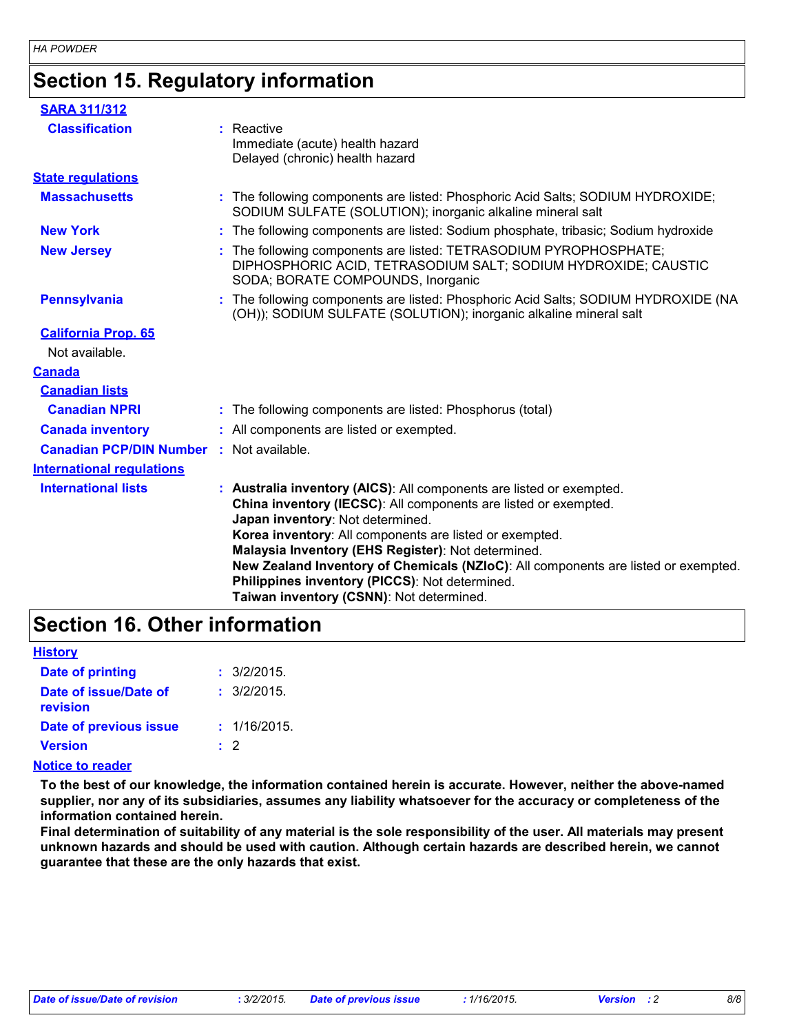## Section 15. Regulatory information

**SARA 311/312**

**Classification** : Reactive
Immediate (acute) health hazard
Delayed (chronic) health hazard

**State regulations**

**Massachusetts** : The following components are listed: Phosphoric Acid Salts; SODIUM HYDROXIDE; SODIUM SULFATE (SOLUTION); inorganic alkaline mineral salt

**New York** : The following components are listed: Sodium phosphate, tribasic; Sodium hydroxide

**New Jersey** : The following components are listed: TETRASODIUM PYROPHOSPHATE; DIPHOSPHORIC ACID, TETRASODIUM SALT; SODIUM HYDROXIDE; CAUSTIC SODA; BORATE COMPOUNDS, Inorganic

**Pennsylvania** : The following components are listed: Phosphoric Acid Salts; SODIUM HYDROXIDE (NA (OH)); SODIUM SULFATE (SOLUTION); inorganic alkaline mineral salt

**California Prop. 65**

Not available.

**Canada**

**Canadian lists**

**Canadian NPRI** : The following components are listed: Phosphorus (total)

**Canada inventory** : All components are listed or exempted.

**Canadian PCP/DIN Number** : Not available.

**International regulations**

**International lists** :
**Australia inventory (AICS)**: All components are listed or exempted.
**China inventory (IECSC)**: All components are listed or exempted.
**Japan inventory**: Not determined.
**Korea inventory**: All components are listed or exempted.
**Malaysia Inventory (EHS Register)**: Not determined.
**New Zealand Inventory of Chemicals (NZIoC)**: All components are listed or exempted.
**Philippines inventory (PICCS)**: Not determined.
**Taiwan inventory (CSNN)**: Not determined.

## Section 16. Other information

**History**

**Date of printing** : 3/2/2015.

**Date of issue/Date of revision** : 3/2/2015.

**Date of previous issue** : 1/16/2015.

**Version** : 2

**Notice to reader**

**To the best of our knowledge, the information contained herein is accurate. However, neither the above-named supplier, nor any of its subsidiaries, assumes any liability whatsoever for the accuracy or completeness of the information contained herein.**

**Final determination of suitability of any material is the sole responsibility of the user. All materials may present unknown hazards and should be used with caution. Although certain hazards are described herein, we cannot guarantee that these are the only hazards that exist.**